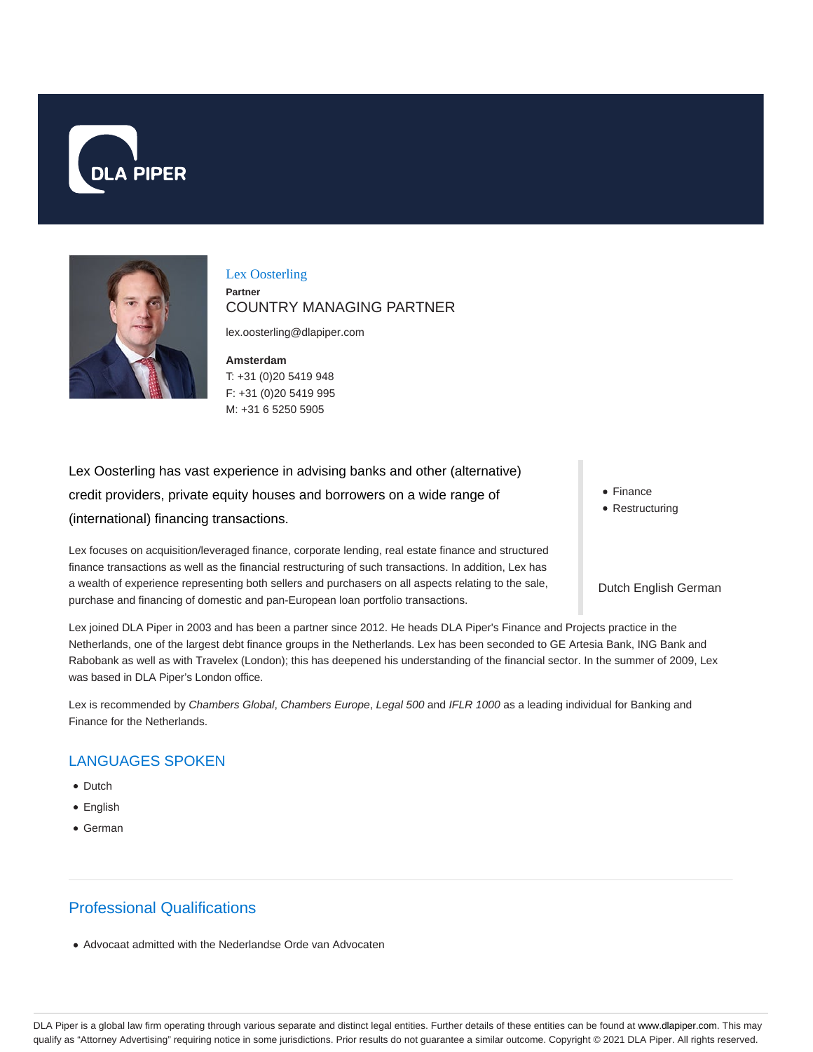DLA PIPER

## Lex Oosterling

**Partner**

COUNTRY MANAGING PARTNER

lex.oosterling@dlapiper.com

**Amsterdam**

T: +31 (0)20 5419 948
F: +31 (0)20 5419 995
M: +31 6 5250 5905

Lex Oosterling has vast experience in advising banks and other (alternative) credit providers, private equity houses and borrowers on a wide range of (international) financing transactions.

Lex focuses on acquisition/leveraged finance, corporate lending, real estate finance and structured finance transactions as well as the financial restructuring of such transactions. In addition, Lex has a wealth of experience representing both sellers and purchasers on all aspects relating to the sale, purchase and financing of domestic and pan-European loan portfolio transactions.

- Finance
- Restructuring

Dutch English German

Lex joined DLA Piper in 2003 and has been a partner since 2012. He heads DLA Piper's Finance and Projects practice in the Netherlands, one of the largest debt finance groups in the Netherlands. Lex has been seconded to GE Artesia Bank, ING Bank and Rabobank as well as with Travelex (London); this has deepened his understanding of the financial sector. In the summer of 2009, Lex was based in DLA Piper's London office.

Lex is recommended by *Chambers Global*, *Chambers Europe*, *Legal 500* and *IFLR 1000* as a leading individual for Banking and Finance for the Netherlands.

## LANGUAGES SPOKEN

- Dutch
- English
- German

## Professional Qualifications

- Advocaat admitted with the Nederlandse Orde van Advocaten

DLA Piper is a global law firm operating through various separate and distinct legal entities. Further details of these entities can be found at www.dlapiper.com. This may qualify as "Attorney Advertising" requiring notice in some jurisdictions. Prior results do not guarantee a similar outcome. Copyright © 2021 DLA Piper. All rights reserved.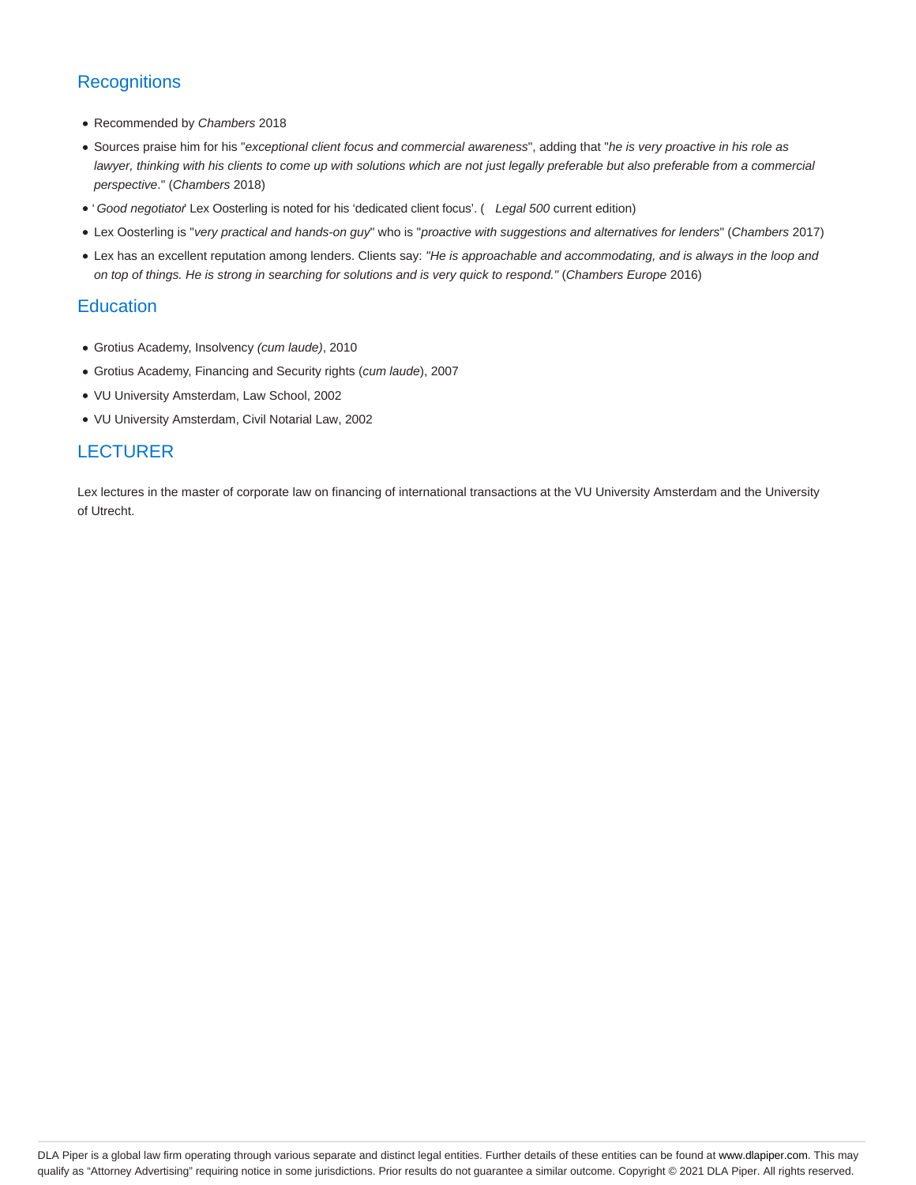## Recognitions

- Recommended by *Chambers* 2018
- Sources praise him for his "*exceptional client focus and commercial awareness*", adding that "*he is very proactive in his role as lawyer, thinking with his clients to come up with solutions which are not just legally preferable but also preferable from a commercial perspective*." (*Chambers* 2018)
- '*Good negotiator*' Lex Oosterling is noted for his 'dedicated client focus'. ( *Legal 500* current edition)
- Lex Oosterling is "*very practical and hands-on guy*" who is "*proactive with suggestions and alternatives for lenders*" (*Chambers* 2017)
- Lex has an excellent reputation among lenders. Clients say: *"He is approachable and accommodating, and is always in the loop and on top of things. He is strong in searching for solutions and is very quick to respond."* (*Chambers Europe* 2016)

## Education

- Grotius Academy, Insolvency *(cum laude)*, 2010
- Grotius Academy, Financing and Security rights (*cum laude*), 2007
- VU University Amsterdam, Law School, 2002
- VU University Amsterdam, Civil Notarial Law, 2002

## LECTURER

Lex lectures in the master of corporate law on financing of international transactions at the VU University Amsterdam and the University of Utrecht.

DLA Piper is a global law firm operating through various separate and distinct legal entities. Further details of these entities can be found at www.dlapiper.com. This may qualify as "Attorney Advertising" requiring notice in some jurisdictions. Prior results do not guarantee a similar outcome. Copyright © 2021 DLA Piper. All rights reserved.